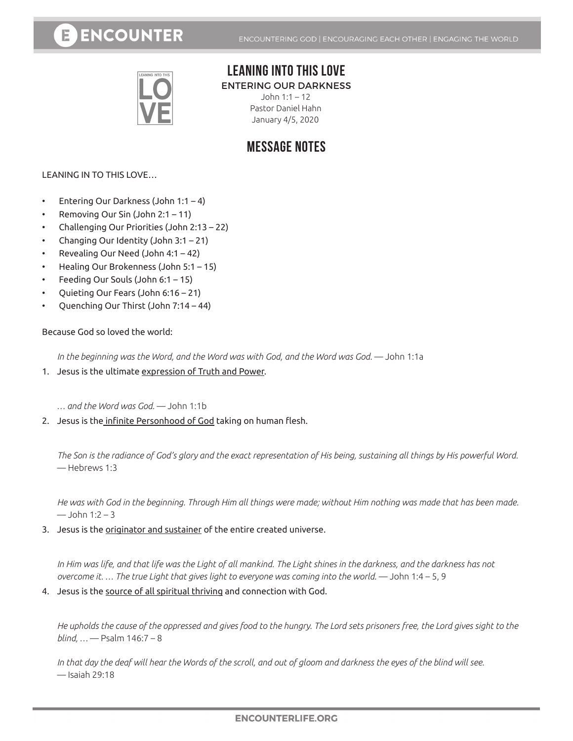# LEANING INTO THIS LOVE

## ENTERING OUR DARKNESS

John 1:1 – 12
Pastor Daniel Hahn
January 4/5, 2020

## MESSAGE NOTES

LEANING IN TO THIS LOVE…

- Entering Our Darkness (John 1:1 – 4)
- Removing Our Sin (John 2:1 – 11)
- Challenging Our Priorities (John 2:13 – 22)
- Changing Our Identity (John 3:1 – 21)
- Revealing Our Need (John 4:1 – 42)
- Healing Our Brokenness (John 5:1 – 15)
- Feeding Our Souls (John 6:1 – 15)
- Quieting Our Fears (John 6:16 – 21)
- Quenching Our Thirst (John 7:14 – 44)

Because God so loved the world:

*In the beginning was the Word, and the Word was with God, and the Word was God.* — John 1:1a

1. Jesus is the ultimate <u>expression of Truth and Power</u>.

*… and the Word was God.* — John 1:1b

2. Jesus is the <u>infinite Personhood of God</u> taking on human flesh.

*The Son is the radiance of God's glory and the exact representation of His being, sustaining all things by His powerful Word.* — Hebrews 1:3

*He was with God in the beginning. Through Him all things were made; without Him nothing was made that has been made.* — John 1:2 – 3

3. Jesus is the <u>originator and sustainer</u> of the entire created universe.

*In Him was life, and that life was the Light of all mankind. The Light shines in the darkness, and the darkness has not overcome it. … The true Light that gives light to everyone was coming into the world.* — John 1:4 – 5, 9

4. Jesus is the <u>source of all spiritual thriving</u> and connection with God.

*He upholds the cause of the oppressed and gives food to the hungry. The Lord sets prisoners free, the Lord gives sight to the blind, …* — Psalm 146:7 – 8

*In that day the deaf will hear the Words of the scroll, and out of gloom and darkness the eyes of the blind will see.* — Isaiah 29:18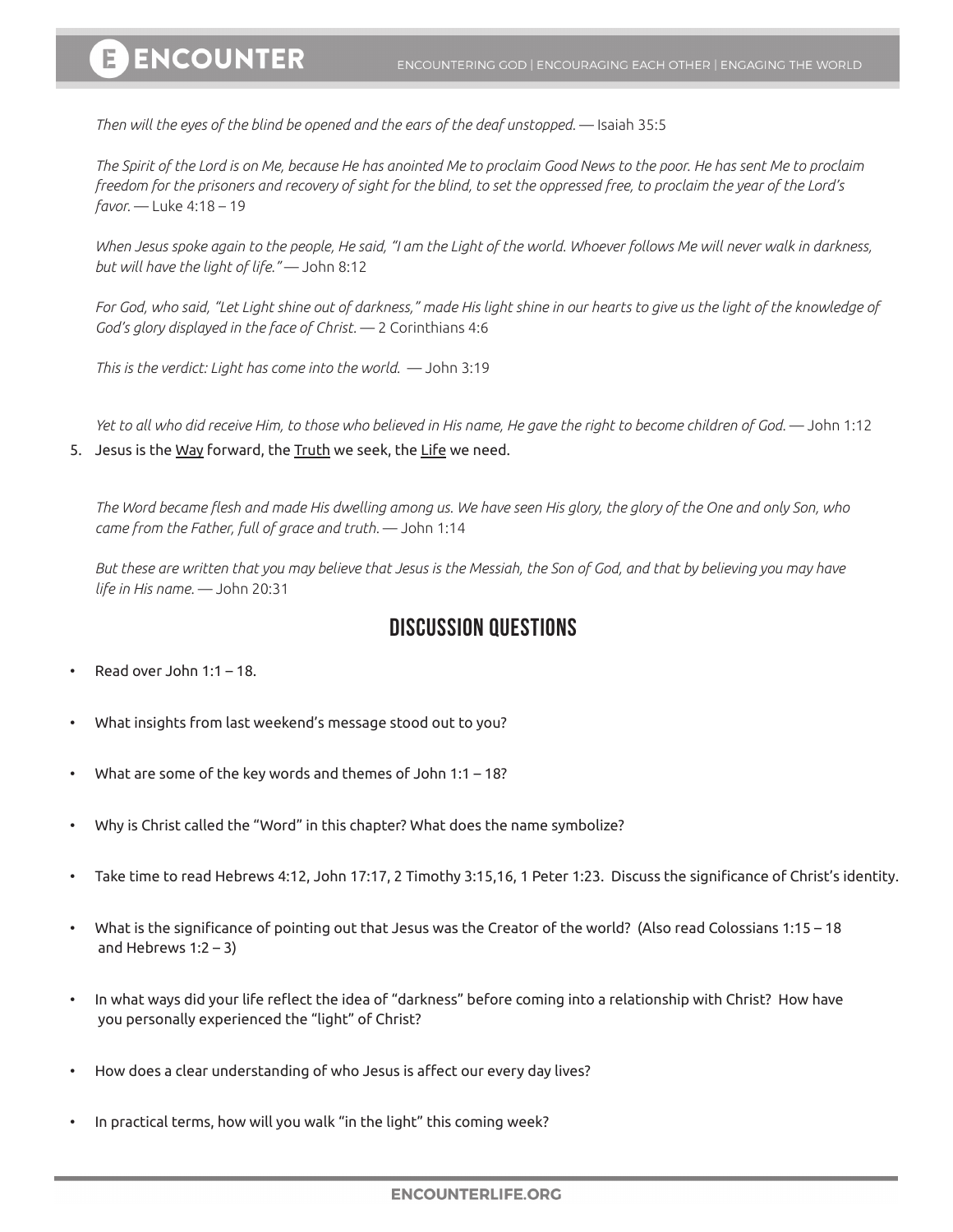*Then will the eyes of the blind be opened and the ears of the deaf unstopped.* — Isaiah 35:5

*The Spirit of the Lord is on Me, because He has anointed Me to proclaim Good News to the poor. He has sent Me to proclaim freedom for the prisoners and recovery of sight for the blind, to set the oppressed free, to proclaim the year of the Lord's favor.* — Luke 4:18 – 19

*When Jesus spoke again to the people, He said, "I am the Light of the world. Whoever follows Me will never walk in darkness, but will have the light of life."* — John 8:12

*For God, who said, "Let Light shine out of darkness," made His light shine in our hearts to give us the light of the knowledge of God's glory displayed in the face of Christ.* — 2 Corinthians 4:6

*This is the verdict: Light has come into the world.* — John 3:19

*Yet to all who did receive Him, to those who believed in His name, He gave the right to become children of God.* — John 1:12

5. Jesus is the <u>Way</u> forward, the <u>Truth</u> we seek, the <u>Life</u> we need.

*The Word became flesh and made His dwelling among us. We have seen His glory, the glory of the One and only Son, who came from the Father, full of grace and truth.* — John 1:14

*But these are written that you may believe that Jesus is the Messiah, the Son of God, and that by believing you may have life in His name.* — John 20:31

## DISCUSSION QUESTIONS

- Read over John 1:1 – 18.
- What insights from last weekend's message stood out to you?
- What are some of the key words and themes of John 1:1 – 18?
- Why is Christ called the "Word" in this chapter? What does the name symbolize?
- Take time to read Hebrews 4:12, John 17:17, 2 Timothy 3:15,16, 1 Peter 1:23. Discuss the significance of Christ's identity.
- What is the significance of pointing out that Jesus was the Creator of the world? (Also read Colossians 1:15 – 18 and Hebrews 1:2 – 3)
- In what ways did your life reflect the idea of "darkness" before coming into a relationship with Christ? How have you personally experienced the "light" of Christ?
- How does a clear understanding of who Jesus is affect our every day lives?
- In practical terms, how will you walk "in the light" this coming week?